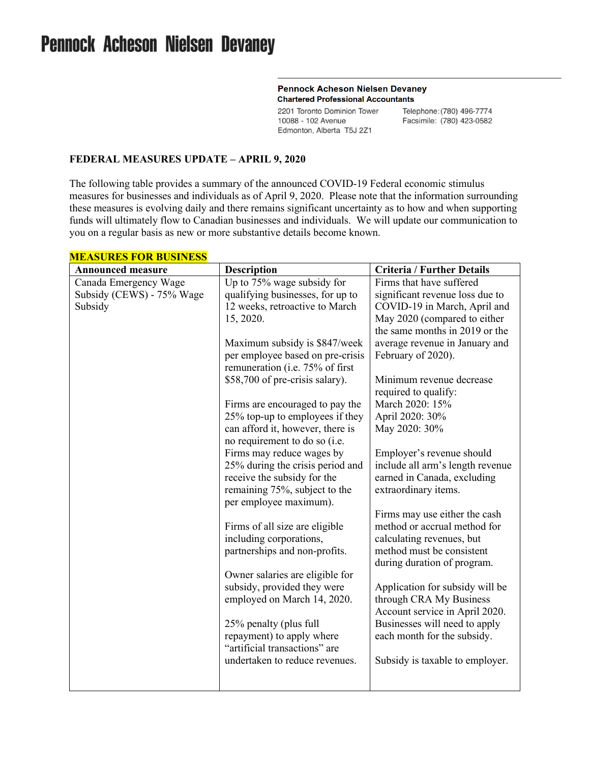# Pennock Acheson Nielsen Devaney

**Pennock Acheson Nielsen Devaney**
**Chartered Professional Accountants**

2201 Toronto Dominion Tower
10088 - 102 Avenue
Edmonton, Alberta T5J 2Z1

Telephone: (780) 496-7774
Facsimile: (780) 423-0582

## FEDERAL MEASURES UPDATE – APRIL 9, 2020

The following table provides a summary of the announced COVID-19 Federal economic stimulus measures for businesses and individuals as of April 9, 2020. Please note that the information surrounding these measures is evolving daily and there remains significant uncertainty as to how and when supporting funds will ultimately flow to Canadian businesses and individuals. We will update our communication to you on a regular basis as new or more substantive details become known.

### MEASURES FOR BUSINESS

| Announced measure | Description | Criteria / Further Details |
| --- | --- | --- |
| Canada Emergency Wage Subsidy (CEWS) - 75% Wage Subsidy | Up to 75% wage subsidy for qualifying businesses, for up to 12 weeks, retroactive to March 15, 2020.<br><br>Maximum subsidy is $847/week per employee based on pre-crisis remuneration (i.e. 75% of first $58,700 of pre-crisis salary).<br><br>Firms are encouraged to pay the 25% top-up to employees if they can afford it, however, there is no requirement to do so (i.e. Firms may reduce wages by 25% during the crisis period and receive the subsidy for the remaining 75%, subject to the per employee maximum).<br><br>Firms of all size are eligible including corporations, partnerships and non-profits.<br><br>Owner salaries are eligible for subsidy, provided they were employed on March 14, 2020.<br><br>25% penalty (plus full repayment) to apply where "artificial transactions" are undertaken to reduce revenues. | Firms that have suffered significant revenue loss due to COVID-19 in March, April and May 2020 (compared to either the same months in 2019 or the average revenue in January and February of 2020).<br><br>Minimum revenue decrease required to qualify:<br>March 2020: 15%<br>April 2020: 30%<br>May 2020: 30%<br><br>Employer's revenue should include all arm's length revenue earned in Canada, excluding extraordinary items.<br><br>Firms may use either the cash method or accrual method for calculating revenues, but method must be consistent during duration of program.<br><br>Application for subsidy will be through CRA My Business Account service in April 2020. Businesses will need to apply each month for the subsidy.<br><br>Subsidy is taxable to employer. |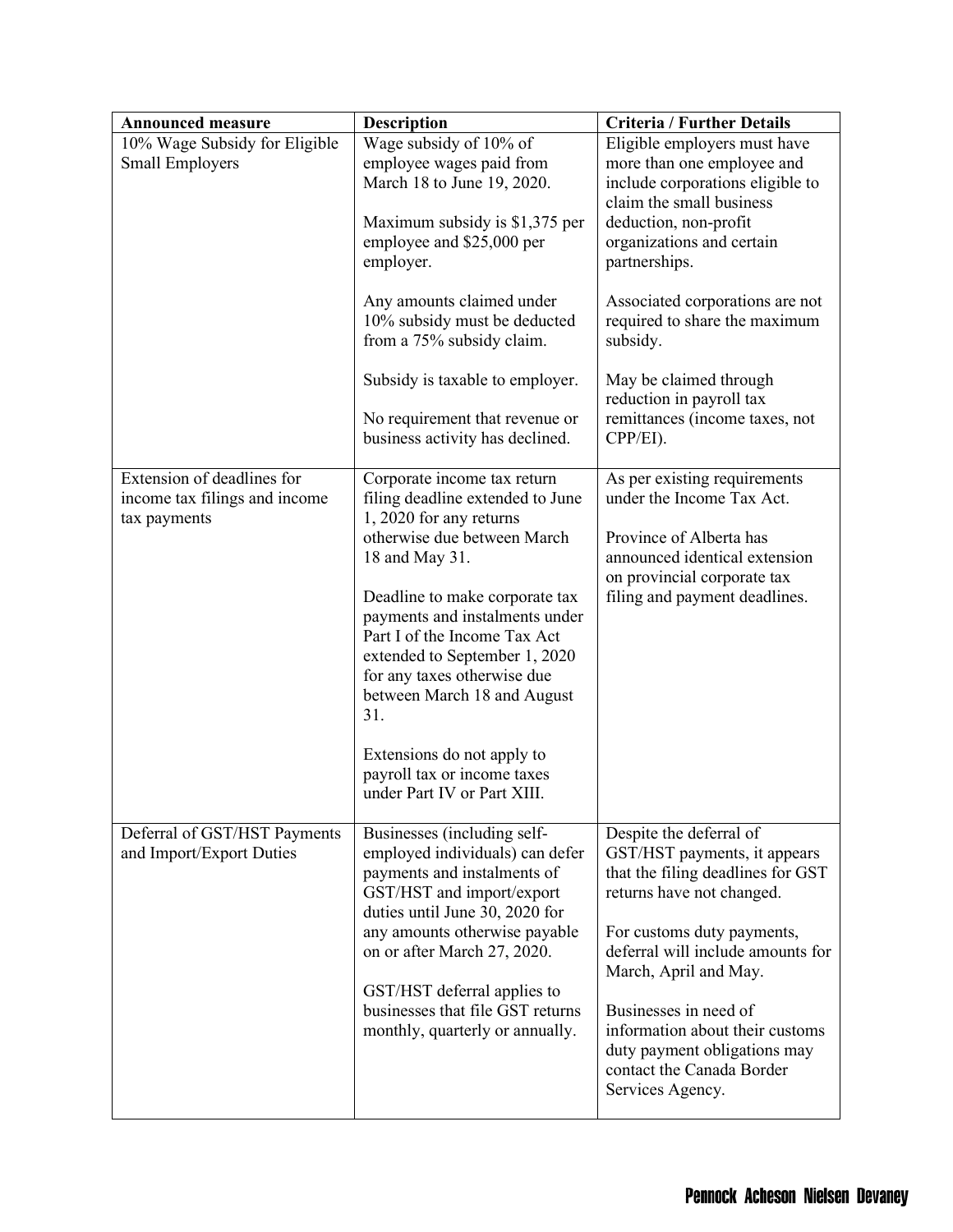| Announced measure | Description | Criteria / Further Details |
| --- | --- | --- |
| 10% Wage Subsidy for Eligible Small Employers | Wage subsidy of 10% of employee wages paid from March 18 to June 19, 2020.<br><br>Maximum subsidy is $1,375 per employee and $25,000 per employer.<br><br>Any amounts claimed under 10% subsidy must be deducted from a 75% subsidy claim.<br><br>Subsidy is taxable to employer.<br><br>No requirement that revenue or business activity has declined. | Eligible employers must have more than one employee and include corporations eligible to claim the small business deduction, non-profit organizations and certain partnerships.<br><br>Associated corporations are not required to share the maximum subsidy.<br><br>May be claimed through reduction in payroll tax remittances (income taxes, not CPP/EI). |
| Extension of deadlines for income tax filings and income tax payments | Corporate income tax return filing deadline extended to June 1, 2020 for any returns otherwise due between March 18 and May 31.<br><br>Deadline to make corporate tax payments and instalments under Part I of the Income Tax Act extended to September 1, 2020 for any taxes otherwise due between March 18 and August 31.<br><br>Extensions do not apply to payroll tax or income taxes under Part IV or Part XIII. | As per existing requirements under the Income Tax Act.<br><br>Province of Alberta has announced identical extension on provincial corporate tax filing and payment deadlines. |
| Deferral of GST/HST Payments and Import/Export Duties | Businesses (including self-employed individuals) can defer payments and instalments of GST/HST and import/export duties until June 30, 2020 for any amounts otherwise payable on or after March 27, 2020.<br><br>GST/HST deferral applies to businesses that file GST returns monthly, quarterly or annually. | Despite the deferral of GST/HST payments, it appears that the filing deadlines for GST returns have not changed.<br><br>For customs duty payments, deferral will include amounts for March, April and May.<br><br>Businesses in need of information about their customs duty payment obligations may contact the Canada Border Services Agency. |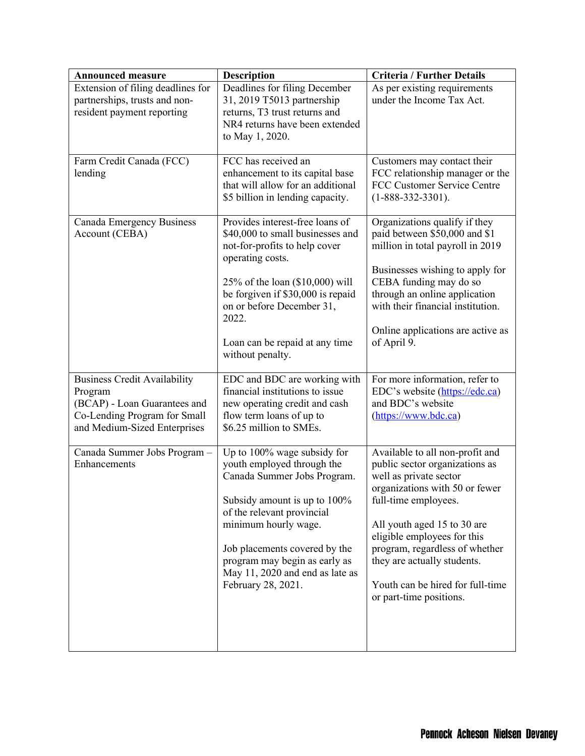| Announced measure | Description | Criteria / Further Details |
|---|---|---|
| Extension of filing deadlines for partnerships, trusts and non-resident payment reporting | Deadlines for filing December 31, 2019 T5013 partnership returns, T3 trust returns and NR4 returns have been extended to May 1, 2020. | As per existing requirements under the Income Tax Act. |
| Farm Credit Canada (FCC) lending | FCC has received an enhancement to its capital base that will allow for an additional $5 billion in lending capacity. | Customers may contact their FCC relationship manager or the FCC Customer Service Centre (1-888-332-3301). |
| Canada Emergency Business Account (CEBA) | Provides interest-free loans of $40,000 to small businesses and not-for-profits to help cover operating costs.<br><br>25% of the loan ($10,000) will be forgiven if $30,000 is repaid on or before December 31, 2022.<br><br>Loan can be repaid at any time without penalty. | Organizations qualify if they paid between $50,000 and $1 million in total payroll in 2019<br><br>Businesses wishing to apply for CEBA funding may do so through an online application with their financial institution.<br><br>Online applications are active as of April 9. |
| Business Credit Availability Program (BCAP) - Loan Guarantees and Co-Lending Program for Small and Medium-Sized Enterprises | EDC and BDC are working with financial institutions to issue new operating credit and cash flow term loans of up to $6.25 million to SMEs. | For more information, refer to EDC's website (https://edc.ca) and BDC's website (https://www.bdc.ca) |
| Canada Summer Jobs Program – Enhancements | Up to 100% wage subsidy for youth employed through the Canada Summer Jobs Program.<br><br>Subsidy amount is up to 100% of the relevant provincial minimum hourly wage.<br><br>Job placements covered by the program may begin as early as May 11, 2020 and end as late as February 28, 2021. | Available to all non-profit and public sector organizations as well as private sector organizations with 50 or fewer full-time employees.<br><br>All youth aged 15 to 30 are eligible employees for this program, regardless of whether they are actually students.<br><br>Youth can be hired for full-time or part-time positions. |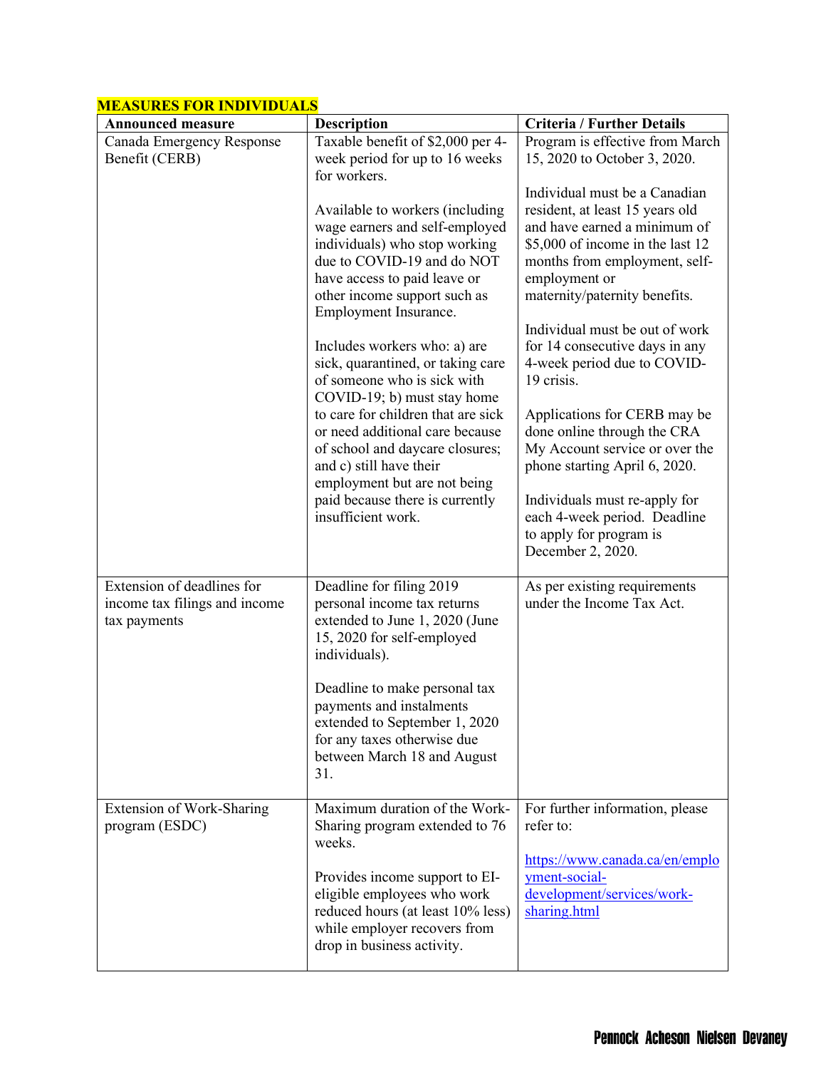**MEASURES FOR INDIVIDUALS**

| Announced measure | Description | Criteria / Further Details |
|---|---|---|
| Canada Emergency Response Benefit (CERB) | Taxable benefit of $2,000 per 4-week period for up to 16 weeks for workers.<br><br>Available to workers (including wage earners and self-employed individuals) who stop working due to COVID-19 and do NOT have access to paid leave or other income support such as Employment Insurance.<br><br>Includes workers who: a) are sick, quarantined, or taking care of someone who is sick with COVID-19; b) must stay home to care for children that are sick or need additional care because of school and daycare closures; and c) still have their employment but are not being paid because there is currently insufficient work. | Program is effective from March 15, 2020 to October 3, 2020.<br><br>Individual must be a Canadian resident, at least 15 years old and have earned a minimum of $5,000 of income in the last 12 months from employment, self-employment or maternity/paternity benefits.<br><br>Individual must be out of work for 14 consecutive days in any 4-week period due to COVID-19 crisis.<br><br>Applications for CERB may be done online through the CRA My Account service or over the phone starting April 6, 2020.<br><br>Individuals must re-apply for each 4-week period. Deadline to apply for program is December 2, 2020. |
| Extension of deadlines for income tax filings and income tax payments | Deadline for filing 2019 personal income tax returns extended to June 1, 2020 (June 15, 2020 for self-employed individuals).<br><br>Deadline to make personal tax payments and instalments extended to September 1, 2020 for any taxes otherwise due between March 18 and August 31. | As per existing requirements under the Income Tax Act. |
| Extension of Work-Sharing program (ESDC) | Maximum duration of the Work-Sharing program extended to 76 weeks.<br><br>Provides income support to EI-eligible employees who work reduced hours (at least 10% less) while employer recovers from drop in business activity. | For further information, please refer to:<br><br>https://www.canada.ca/en/employment-social-development/services/work-sharing.html |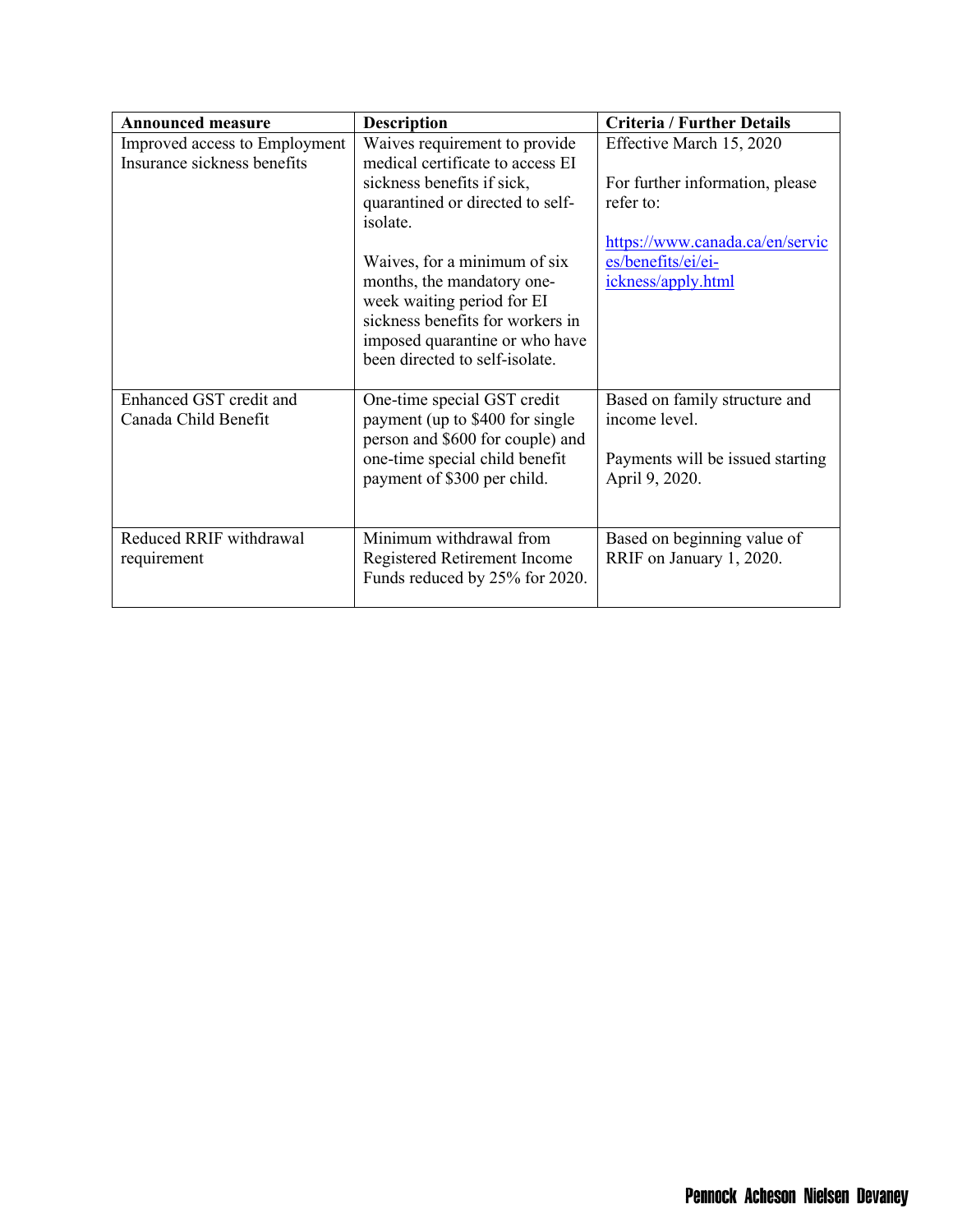| Announced measure | Description | Criteria / Further Details |
| --- | --- | --- |
| Improved access to Employment Insurance sickness benefits | Waives requirement to provide medical certificate to access EI sickness benefits if sick, quarantined or directed to self-isolate.<br><br>Waives, for a minimum of six months, the mandatory one-week waiting period for EI sickness benefits for workers in imposed quarantine or who have been directed to self-isolate. | Effective March 15, 2020<br><br>For further information, please refer to:<br><br>https://www.canada.ca/en/services/benefits/ei/ei-ickness/apply.html |
| Enhanced GST credit and Canada Child Benefit | One-time special GST credit payment (up to $400 for single person and $600 for couple) and one-time special child benefit payment of $300 per child. | Based on family structure and income level.<br><br>Payments will be issued starting April 9, 2020. |
| Reduced RRIF withdrawal requirement | Minimum withdrawal from Registered Retirement Income Funds reduced by 25% for 2020. | Based on beginning value of RRIF on January 1, 2020. |